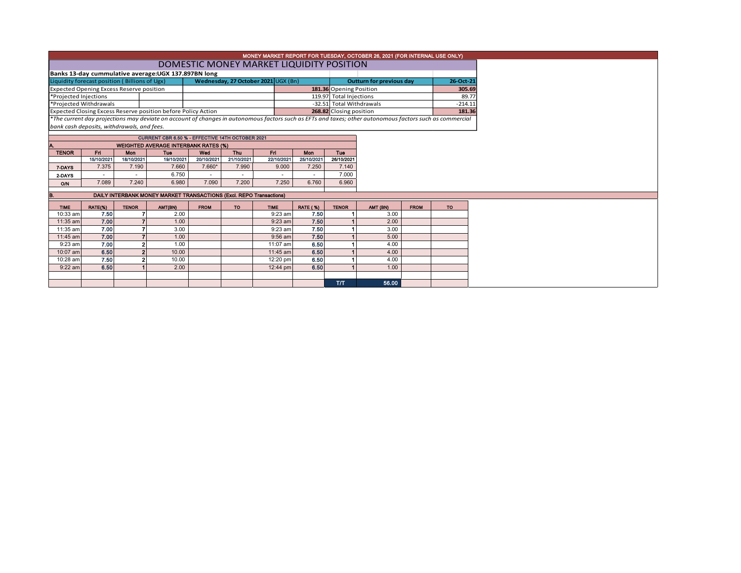MONEY MARKET REPORT FOR TUESDAY, OCTOBER 26, 2021 (FOR INTERNAL USE ONLY)

# DOMESTIC MONEY MARKET LIQUIDITY POSITION

**Banks 13-day cummulative average:UGX 137.897BN long**

| Liquidity forecast position ( Billions of Ugx) | Wednesday, 27 October 2021 UGX (Bn) | Outturn for previous day | 26-Oct-21 |
|---|---|---|---|
| Expected Opening Excess Reserve position | **181.36** | Opening Position | **305.69** |
| *Projected Injections | 119.97 | Total Injections | 89.77 |
| *Projected Withdrawals | -32.51 | Total Withdrawals | -214.11 |
| Expected Closing Excess Reserve position before Policy Action | **268.82** | Closing position | **181.36** |

*\*The current day projections may deviate on account of changes in autonomous factors such as EFTs and taxes; other autonomous factors such as commercial bank cash deposits, withdrawals, and fees.*

CURRENT CBR 6.50 % - EFFECTIVE 14TH OCTOBER 2021

**A. WEIGHTED AVERAGE INTERBANK RATES (%)**

| TENOR | Fri | Mon | Tue | Wed | Thu | Fri | Mon | Tue |
|---|---|---|---|---|---|---|---|---|
| | 15/10/2021 | 18/10/2021 | 19/10/2021 | 20/10/2021 | 21/10/2021 | 22/10/2021 | 25/10/2021 | 26/10/2021 |
| 7-DAYS | 7.375 | 7.190 | 7.660 | 7.660* | 7.990 | 9.000 | 7.250 | 7.140 |
| 2-DAYS | - | - | 6.750 | - | - | - | - | 7.000 |
| O/N | 7.089 | 7.240 | 6.980 | 7.090 | 7.200 | 7.250 | 6.760 | 6.960 |

**B. DAILY INTERBANK MONEY MARKET TRANSACTIONS (Excl. REPO Transactions)**

| TIME | RATE(%) | TENOR | AMT(BN) | FROM | TO | TIME | RATE ( %) | TENOR | AMT (BN) | FROM | TO |
|---|---|---|---|---|---|---|---|---|---|---|---|
| 10:33 am | 7.50 | 7 | 2.00 | | | 9:23 am | 7.50 | 1 | 3.00 | | |
| 11:35 am | 7.00 | 7 | 1.00 | | | 9:23 am | 7.50 | 1 | 2.00 | | |
| 11:35 am | 7.00 | 7 | 3.00 | | | 9:23 am | 7.50 | 1 | 3.00 | | |
| 11:45 am | 7.00 | 7 | 1.00 | | | 9:56 am | 7.50 | 1 | 5.00 | | |
| 9:23 am | 7.00 | 2 | 1.00 | | | 11:07 am | 6.50 | 1 | 4.00 | | |
| 10:07 am | 6.50 | 2 | 10.00 | | | 11:45 am | 6.50 | 1 | 4.00 | | |
| 10:28 am | 7.50 | 2 | 10.00 | | | 12:20 pm | 6.50 | 1 | 4.00 | | |
| 9:22 am | 6.50 | 1 | 2.00 | | | 12:44 pm | 6.50 | 1 | 1.00 | | |
| | | | | | | | | T/T | 56.00 | | |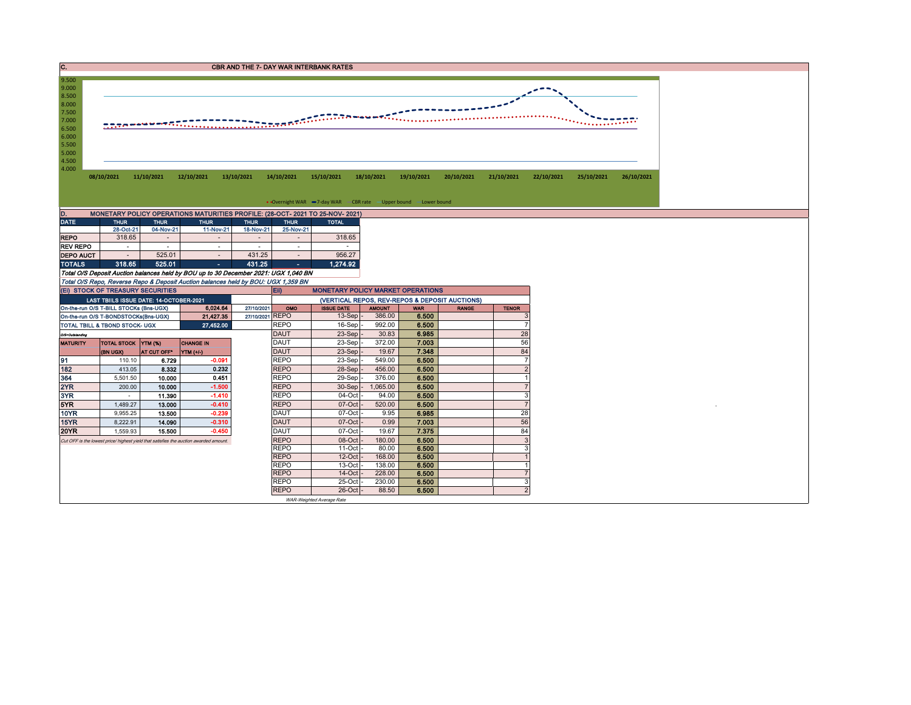## C. CBR AND THE 7- DAY WAR INTERBANK RATES

9.500
9.000
8.500
8.000
7.500
7.000
6.500
6.000
5.500
5.000
4.500
4.000

08/10/2021 11/10/2021 12/10/2021 13/10/2021 14/10/2021 15/10/2021 18/10/2021 19/10/2021 20/10/2021 21/10/2021 22/10/2021 25/10/2021 26/10/2021

Overnight WAR — 7-day WAR — CBR rate — Upper bound — Lower bound

## D. MONETARY POLICY OPERATIONS MATURITIES PROFILE: (28-OCT- 2021 TO 25-NOV- 2021)

| DATE | THUR | THUR | THUR | THUR | THUR | TOTAL |
|---|---|---|---|---|---|---|
| | 28-Oct-21 | 04-Nov-21 | 11-Nov-21 | 18-Nov-21 | 25-Nov-21 | |
| REPO | 318.65 | - | - | - | - | 318.65 |
| REV REPO | - | - | - | - | - | - |
| DEPO AUCT | - | 525.01 | - | 431.25 | - | 956.27 |
| TOTALS | 318.65 | 525.01 | - | 431.25 | - | 1,274.92 |

*Total O/S Deposit Auction balances held by BOU up to 30 December 2021: UGX 1,040 BN*

*Total O/S Repo, Reverse Repo & Deposit Auction balances held by BOU: UGX 1,359 BN*

## (Ei) STOCK OF TREASURY SECURITIES

| LAST TBIILS ISSUE DATE: 14-OCTOBER-2021 | | |
|---|---|---|
| On-the-run O/S T-BILL STOCKs (Bns-UGX) | 6,024.64 | 27/10/2021 |
| On-the-run O/S T-BONDSTOCKs(Bns-UGX) | 21,427.35 | 27/10/2021 |
| TOTAL TBILL & TBOND STOCK- UGX | 27,452.00 | |

*O/S=Outstanding*

| MATURITY | TOTAL STOCK (BN UGX) | YTM (%) AT CUT OFF* | CHANGE IN YTM (+/-) |
|---|---|---|---|
| 91 | 110.10 | 6.729 | -0.091 |
| 182 | 413.05 | 8.332 | 0.232 |
| 364 | 5,501.50 | 10.000 | 0.451 |
| 2YR | 200.00 | 10.000 | -1.500 |
| 3YR | - | 11.390 | -1.410 |
| 5YR | 1,489.27 | 13.000 | -0.410 |
| 10YR | 9,955.25 | 13.500 | -0.239 |
| 15YR | 8,222.91 | 14.090 | -0.310 |
| 20YR | 1,559.93 | 15.500 | -0.450 |

*Cut OFF is the lowest price/ highest yield that satisfies the auction awarded amount.*

## Eii) MONETARY POLICY MARKET OPERATIONS

(VERTICAL REPOS, REV-REPOS & DEPOSIT AUCTIONS)

| OMO | ISSUE DATE | AMOUNT | WAR | RANGE | TENOR |
|---|---|---|---|---|---|
| REPO | 13-Sep | 386.00 | 6.500 | | 3 |
| REPO | 16-Sep | 992.00 | 6.500 | | 7 |
| DAUT | 23-Sep | 30.83 | 6.985 | | 28 |
| DAUT | 23-Sep | 372.00 | 7.003 | | 56 |
| DAUT | 23-Sep | 19.67 | 7.348 | | 84 |
| REPO | 23-Sep | 549.00 | 6.500 | | 7 |
| REPO | 28-Sep | 456.00 | 6.500 | | 2 |
| REPO | 29-Sep | 376.00 | 6.500 | | 1 |
| REPO | 30-Sep | 1,065.00 | 6.500 | | 7 |
| REPO | 04-Oct | 94.00 | 6.500 | | 3 |
| REPO | 07-Oct | 520.00 | 6.500 | | 7 |
| DAUT | 07-Oct | 9.95 | 6.985 | | 28 |
| DAUT | 07-Oct | 0.99 | 7.003 | | 56 |
| DAUT | 07-Oct | 19.67 | 7.375 | | 84 |
| REPO | 08-Oct | 180.00 | 6.500 | | 3 |
| REPO | 11-Oct | 80.00 | 6.500 | | 3 |
| REPO | 12-Oct | 168.00 | 6.500 | | 1 |
| REPO | 13-Oct | 138.00 | 6.500 | | 1 |
| REPO | 14-Oct | 228.00 | 6.500 | | 7 |
| REPO | 25-Oct | 230.00 | 6.500 | | 3 |
| REPO | 26-Oct | 88.50 | 6.500 | | 2 |

*WAR-Weighted Average Rate*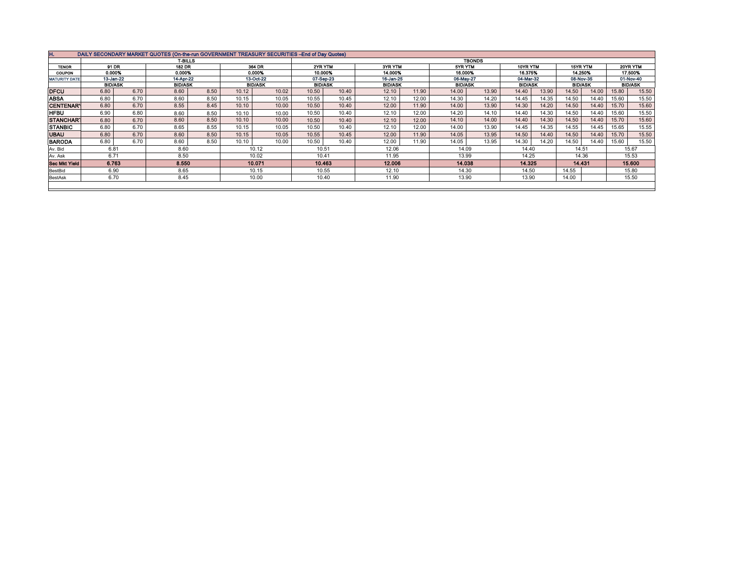**H. DAILY SECONDARY MARKET QUOTES (On-the-run GOVERNMENT TREASURY SECURITIES –End of Day Quotes)**

| | T-BILLS | | | | | | TBONDS | | | | | | | | | | | |
|---|---|---|---|---|---|---|---|---|---|---|---|---|---|---|---|---|---|---|
| TENOR | 91 DR | | 182 DR | | 364 DR | | 2YR YTM | | 3YR YTM | | 5YR YTM | | 10YR YTM | | 15YR YTM | | 20YR YTM | |
| COUPON | 0.000% | | 0.000% | | 0.000% | | 10.000% | | 14.000% | | 16.000% | | 16.375% | | 14.250% | | 17.500% | |
| MATURITY DATE | 13-Jan-22 | | 14-Apr-22 | | 13-Oct-22 | | 07-Sep-23 | | 16-Jan-25 | | 06-May-27 | | 04-Mar-32 | | 08-Nov-35 | | 01-Nov-40 | |
| | BID/ASK | | BID/ASK | | BID/ASK | | BID/ASK | | BID/ASK | | BID/ASK | | BID/ASK | | BID/ASK | | BID/ASK | |
| **DFCU** | 6.80 | 6.70 | 8.60 | 8.50 | 10.12 | 10.02 | 10.50 | 10.40 | 12.10 | 11.90 | 14.00 | 13.90 | 14.40 | 13.90 | 14.50 | 14.00 | 15.80 | 15.50 |
| **ABSA** | 6.80 | 6.70 | 8.60 | 8.50 | 10.15 | 10.05 | 10.55 | 10.45 | 12.10 | 12.00 | 14.30 | 14.20 | 14.45 | 14.35 | 14.50 | 14.40 | 15.60 | 15.50 |
| **CENTENARY** | 6.80 | 6.70 | 8.55 | 8.45 | 10.10 | 10.00 | 10.50 | 10.40 | 12.00 | 11.90 | 14.00 | 13.90 | 14.30 | 14.20 | 14.50 | 14.40 | 15.70 | 15.60 |
| **HFBU** | 6.90 | 6.80 | 8.60 | 8.50 | 10.10 | 10.00 | 10.50 | 10.40 | 12.10 | 12.00 | 14.20 | 14.10 | 14.40 | 14.30 | 14.50 | 14.40 | 15.60 | 15.50 |
| **STANCHART** | 6.80 | 6.70 | 8.60 | 8.50 | 10.10 | 10.00 | 10.50 | 10.40 | 12.10 | 12.00 | 14.10 | 14.00 | 14.40 | 14.30 | 14.50 | 14.40 | 15.70 | 15.60 |
| **STANBIC** | 6.80 | 6.70 | 8.65 | 8.55 | 10.15 | 10.05 | 10.50 | 10.40 | 12.10 | 12.00 | 14.00 | 13.90 | 14.45 | 14.35 | 14.55 | 14.45 | 15.65 | 15.55 |
| **UBAU** | 6.80 | 6.70 | 8.60 | 8.50 | 10.15 | 10.05 | 10.55 | 10.45 | 12.00 | 11.90 | 14.05 | 13.95 | 14.50 | 14.40 | 14.50 | 14.40 | 15.70 | 15.50 |
| **BARODA** | 6.80 | 6.70 | 8.60 | 8.50 | 10.10 | 10.00 | 10.50 | 10.40 | 12.00 | 11.90 | 14.05 | 13.95 | 14.30 | 14.20 | 14.50 | 14.40 | 15.60 | 15.50 |
| Av. Bid | 6.81 | | 8.60 | | 10.12 | | 10.51 | | 12.06 | | 14.09 | | 14.40 | | 14.51 | | 15.67 | |
| Av. Ask | 6.71 | | 8.50 | | 10.02 | | 10.41 | | 11.95 | | 13.99 | | 14.25 | | 14.36 | | 15.53 | |
| **Sec Mkt Yield** | **6.763** | | **8.550** | | **10.071** | | **10.463** | | **12.006** | | **14.038** | | **14.325** | | **14.431** | | **15.600** | |
| BestBid | 6.90 | | 8.65 | | 10.15 | | 10.55 | | 12.10 | | 14.30 | | 14.50 | | 14.55 | | 15.80 | |
| BestAsk | 6.70 | | 8.45 | | 10.00 | | 10.40 | | 11.90 | | 13.90 | | 13.90 | | 14.00 | | 15.50 | |